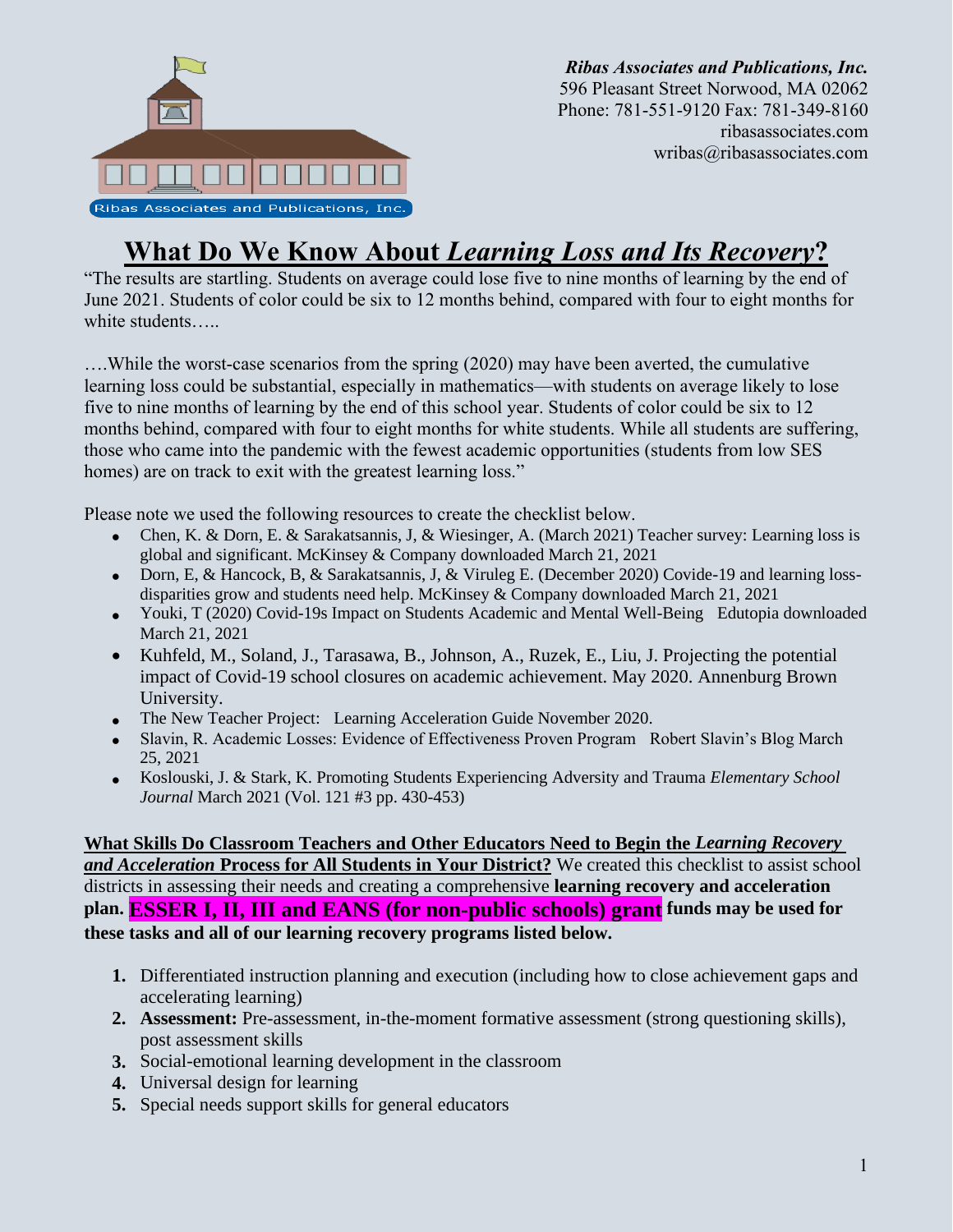*Ribas Associates and Publications, Inc.*
596 Pleasant Street Norwood, MA 02062
Phone: 781-551-9120 Fax: 781-349-8160
ribasassociates.com
wribas@ribasassociates.com

# What Do We Know About *Learning Loss and Its Recovery*?

"The results are startling. Students on average could lose five to nine months of learning by the end of June 2021. Students of color could be six to 12 months behind, compared with four to eight months for white students…..

….While the worst-case scenarios from the spring (2020) may have been averted, the cumulative learning loss could be substantial, especially in mathematics—with students on average likely to lose five to nine months of learning by the end of this school year. Students of color could be six to 12 months behind, compared with four to eight months for white students. While all students are suffering, those who came into the pandemic with the fewest academic opportunities (students from low SES homes) are on track to exit with the greatest learning loss."

Please note we used the following resources to create the checklist below.

- Chen, K. & Dorn, E. & Sarakatsannis, J, & Wiesinger, A. (March 2021) Teacher survey: Learning loss is global and significant. McKinsey & Company downloaded March 21, 2021
- Dorn, E, & Hancock, B, & Sarakatsannis, J, & Viruleg E. (December 2020) Covide-19 and learning loss- disparities grow and students need help. McKinsey & Company downloaded March 21, 2021
- Youki, T (2020) Covid-19s Impact on Students Academic and Mental Well-Being Edutopia downloaded March 21, 2021
- Kuhfeld, M., Soland, J., Tarasawa, B., Johnson, A., Ruzek, E., Liu, J. Projecting the potential impact of Covid-19 school closures on academic achievement. May 2020. Annenburg Brown University.
- The New Teacher Project: Learning Acceleration Guide November 2020.
- Slavin, R. Academic Losses: Evidence of Effectiveness Proven Program Robert Slavin's Blog March 25, 2021
- Koslouski, J. & Stark, K. Promoting Students Experiencing Adversity and Trauma *Elementary School Journal* March 2021 (Vol. 121 #3 pp. 430-453)

**What Skills Do Classroom Teachers and Other Educators Need to Begin the *Learning Recovery and Acceleration* Process for All Students in Your District?** We created this checklist to assist school districts in assessing their needs and creating a comprehensive **learning recovery and acceleration plan. ESSER I, II, III and EANS (for non-public schools) grant funds may be used for these tasks and all of our learning recovery programs listed below.**

1. Differentiated instruction planning and execution (including how to close achievement gaps and accelerating learning)
2. **Assessment:** Pre-assessment, in-the-moment formative assessment (strong questioning skills), post assessment skills
3. Social-emotional learning development in the classroom
4. Universal design for learning
5. Special needs support skills for general educators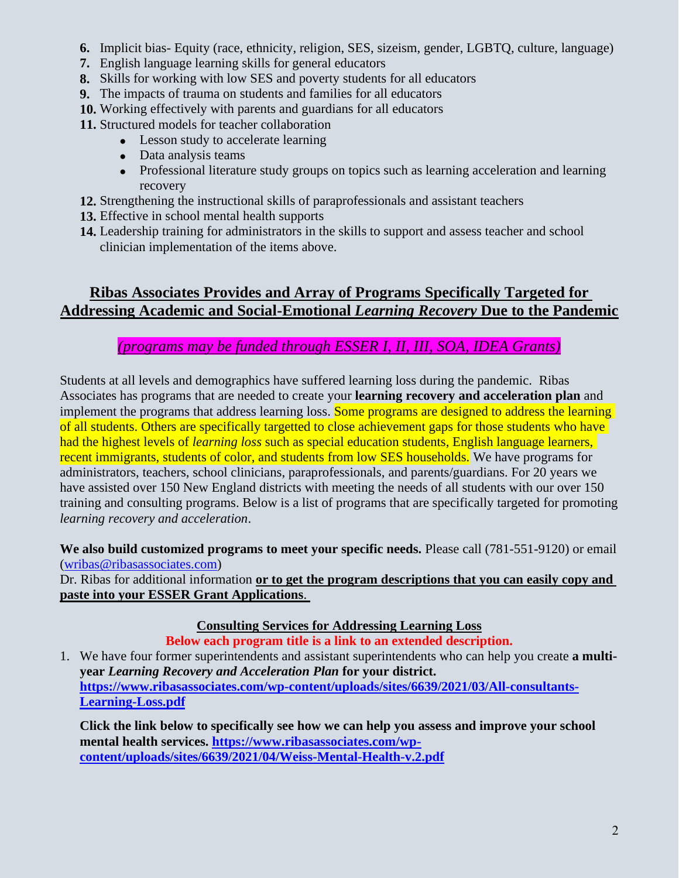6. Implicit bias- Equity (race, ethnicity, religion, SES, sizeism, gender, LGBTQ, culture, language)
7. English language learning skills for general educators
8. Skills for working with low SES and poverty students for all educators
9. The impacts of trauma on students and families for all educators
10. Working effectively with parents and guardians for all educators
11. Structured models for teacher collaboration
    - Lesson study to accelerate learning
    - Data analysis teams
    - Professional literature study groups on topics such as learning acceleration and learning recovery
12. Strengthening the instructional skills of paraprofessionals and assistant teachers
13. Effective in school mental health supports
14. Leadership training for administrators in the skills to support and assess teacher and school clinician implementation of the items above.

## Ribas Associates Provides and Array of Programs Specifically Targeted for Addressing Academic and Social-Emotional *Learning Recovery* Due to the Pandemic

*(programs may be funded through ESSER I, II, III, SOA, IDEA Grants)*

Students at all levels and demographics have suffered learning loss during the pandemic. Ribas Associates has programs that are needed to create your **learning recovery and acceleration plan** and implement the programs that address learning loss. Some programs are designed to address the learning of all students. Others are specifically targetted to close achievement gaps for those students who have had the highest levels of *learning loss* such as special education students, English language learners, recent immigrants, students of color, and students from low SES households. We have programs for administrators, teachers, school clinicians, paraprofessionals, and parents/guardians. For 20 years we have assisted over 150 New England districts with meeting the needs of all students with our over 150 training and consulting programs. Below is a list of programs that are specifically targeted for promoting *learning recovery and acceleration*.

**We also build customized programs to meet your specific needs.** Please call (781-551-9120) or email (wribas@ribasassociates.com)
Dr. Ribas for additional information **or to get the program descriptions that you can easily copy and paste into your ESSER Grant Applications**.

**Consulting Services for Addressing Learning Loss**

**Below each program title is a link to an extended description.**

1. We have four former superintendents and assistant superintendents who can help you create **a multi-year *Learning Recovery and Acceleration Plan* for your district.**
   **https://www.ribasassociates.com/wp-content/uploads/sites/6639/2021/03/All-consultants-Learning-Loss.pdf**

   **Click the link below to specifically see how we can help you assess and improve your school mental health services. https://www.ribasassociates.com/wp-content/uploads/sites/6639/2021/04/Weiss-Mental-Health-v.2.pdf**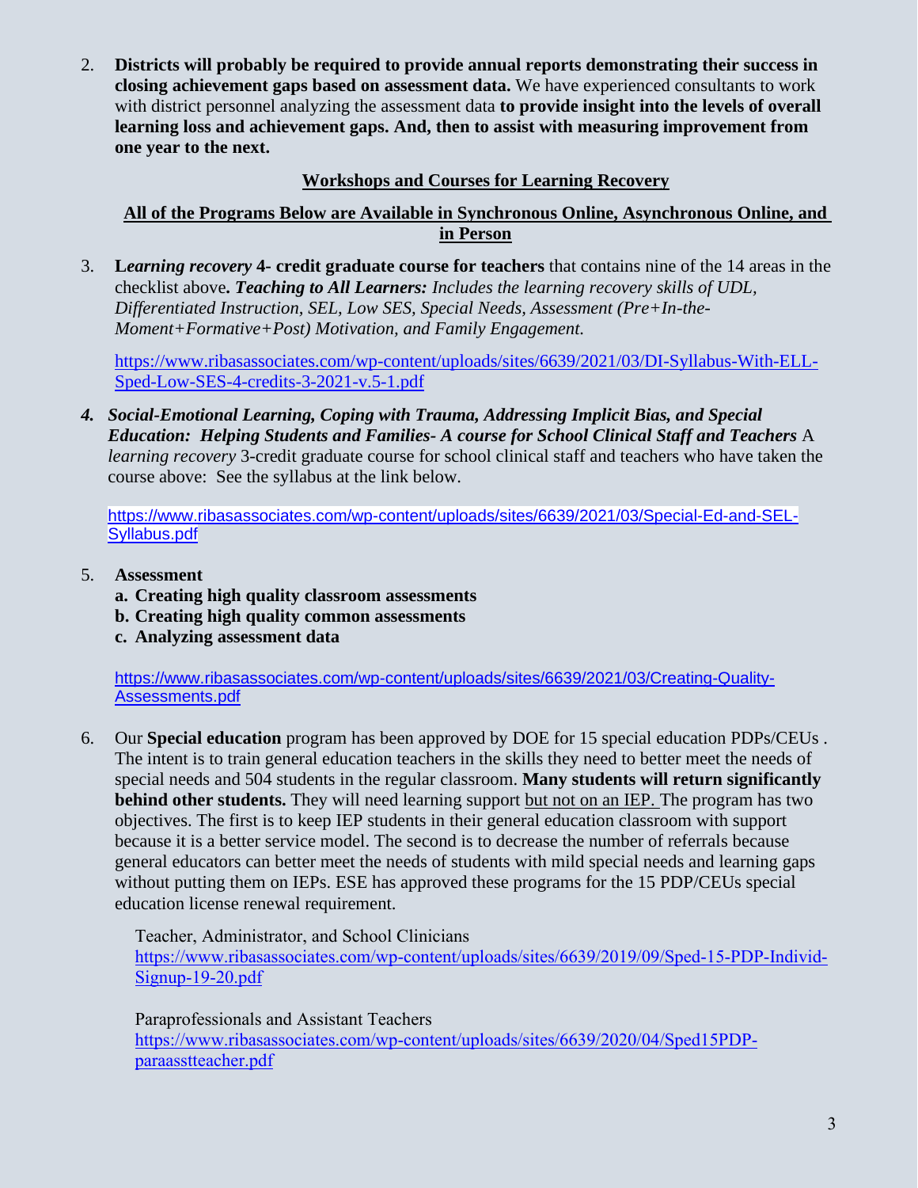2. **Districts will probably be required to provide annual reports demonstrating their success in closing achievement gaps based on assessment data.** We have experienced consultants to work with district personnel analyzing the assessment data **to provide insight into the levels of overall learning loss and achievement gaps. And, then to assist with measuring improvement from one year to the next.**

## Workshops and Courses for Learning Recovery

### All of the Programs Below are Available in Synchronous Online, Asynchronous Online, and in Person

3. **L*earning recovery* 4- credit graduate course for teachers** that contains nine of the 14 areas in the checklist above**. *Teaching to All Learners:*** *Includes the learning recovery skills of UDL, Differentiated Instruction, SEL, Low SES, Special Needs, Assessment (Pre+In-the-Moment+Formative+Post) Motivation, and Family Engagement.*

   https://www.ribasassociates.com/wp-content/uploads/sites/6639/2021/03/DI-Syllabus-With-ELL-Sped-Low-SES-4-credits-3-2021-v.5-1.pdf

4. ***Social-Emotional Learning, Coping with Trauma, Addressing Implicit Bias, and Special Education: Helping Students and Families- A course for School Clinical Staff and Teachers*** A *learning recovery* 3-credit graduate course for school clinical staff and teachers who have taken the course above: See the syllabus at the link below.

   https://www.ribasassociates.com/wp-content/uploads/sites/6639/2021/03/Special-Ed-and-SEL-Syllabus.pdf

5. **Assessment**
   - **a. Creating high quality classroom assessments**
   - **b. Creating high quality common assessments**
   - **c. Analyzing assessment data**

   https://www.ribasassociates.com/wp-content/uploads/sites/6639/2021/03/Creating-Quality-Assessments.pdf

6. Our **Special education** program has been approved by DOE for 15 special education PDPs/CEUs . The intent is to train general education teachers in the skills they need to better meet the needs of special needs and 504 students in the regular classroom. **Many students will return significantly behind other students.** They will need learning support but not on an IEP. The program has two objectives. The first is to keep IEP students in their general education classroom with support because it is a better service model. The second is to decrease the number of referrals because general educators can better meet the needs of students with mild special needs and learning gaps without putting them on IEPs. ESE has approved these programs for the 15 PDP/CEUs special education license renewal requirement.

   Teacher, Administrator, and School Clinicians
   https://www.ribasassociates.com/wp-content/uploads/sites/6639/2019/09/Sped-15-PDP-Individ-Signup-19-20.pdf

   Paraprofessionals and Assistant Teachers
   https://www.ribasassociates.com/wp-content/uploads/sites/6639/2020/04/Sped15PDP-paraasstteacher.pdf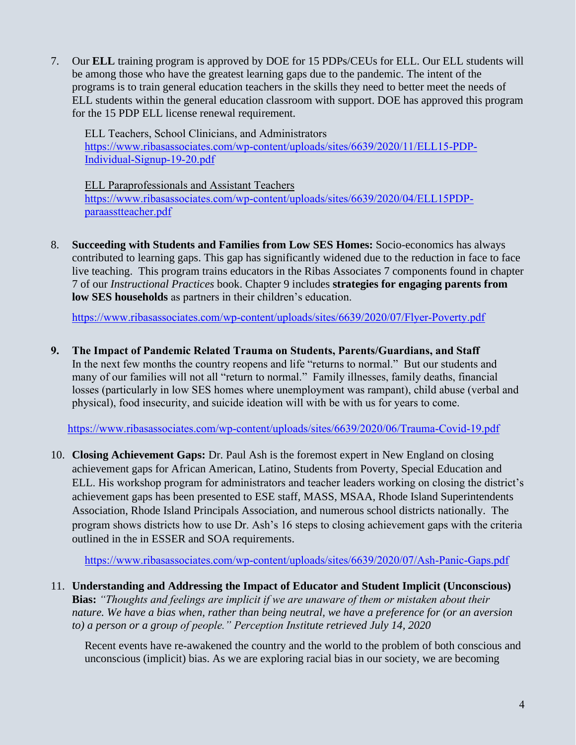7. Our **ELL** training program is approved by DOE for 15 PDPs/CEUs for ELL. Our ELL students will be among those who have the greatest learning gaps due to the pandemic. The intent of the programs is to train general education teachers in the skills they need to better meet the needs of ELL students within the general education classroom with support. DOE has approved this program for the 15 PDP ELL license renewal requirement.

   ELL Teachers, School Clinicians, and Administrators
   https://www.ribasassociates.com/wp-content/uploads/sites/6639/2020/11/ELL15-PDP-Individual-Signup-19-20.pdf

   ELL Paraprofessionals and Assistant Teachers
   https://www.ribasassociates.com/wp-content/uploads/sites/6639/2020/04/ELL15PDP-paraasstteacher.pdf

8. **Succeeding with Students and Families from Low SES Homes:** Socio-economics has always contributed to learning gaps. This gap has significantly widened due to the reduction in face to face live teaching. This program trains educators in the Ribas Associates 7 components found in chapter 7 of our *Instructional Practices* book. Chapter 9 includes **strategies for engaging parents from low SES households** as partners in their children's education.

   https://www.ribasassociates.com/wp-content/uploads/sites/6639/2020/07/Flyer-Poverty.pdf

9. **The Impact of Pandemic Related Trauma on Students, Parents/Guardians, and Staff**
   In the next few months the country reopens and life "returns to normal." But our students and many of our families will not all "return to normal." Family illnesses, family deaths, financial losses (particularly in low SES homes where unemployment was rampant), child abuse (verbal and physical), food insecurity, and suicide ideation will with be with us for years to come.

   https://www.ribasassociates.com/wp-content/uploads/sites/6639/2020/06/Trauma-Covid-19.pdf

10. **Closing Achievement Gaps:** Dr. Paul Ash is the foremost expert in New England on closing achievement gaps for African American, Latino, Students from Poverty, Special Education and ELL. His workshop program for administrators and teacher leaders working on closing the district's achievement gaps has been presented to ESE staff, MASS, MSAA, Rhode Island Superintendents Association, Rhode Island Principals Association, and numerous school districts nationally. The program shows districts how to use Dr. Ash's 16 steps to closing achievement gaps with the criteria outlined in the in ESSER and SOA requirements.

    https://www.ribasassociates.com/wp-content/uploads/sites/6639/2020/07/Ash-Panic-Gaps.pdf

11. **Understanding and Addressing the Impact of Educator and Student Implicit (Unconscious) Bias:** *"Thoughts and feelings are implicit if we are unaware of them or mistaken about their nature. We have a bias when, rather than being neutral, we have a preference for (or an aversion to) a person or a group of people." Perception Institute retrieved July 14, 2020*

    Recent events have re-awakened the country and the world to the problem of both conscious and unconscious (implicit) bias. As we are exploring racial bias in our society, we are becoming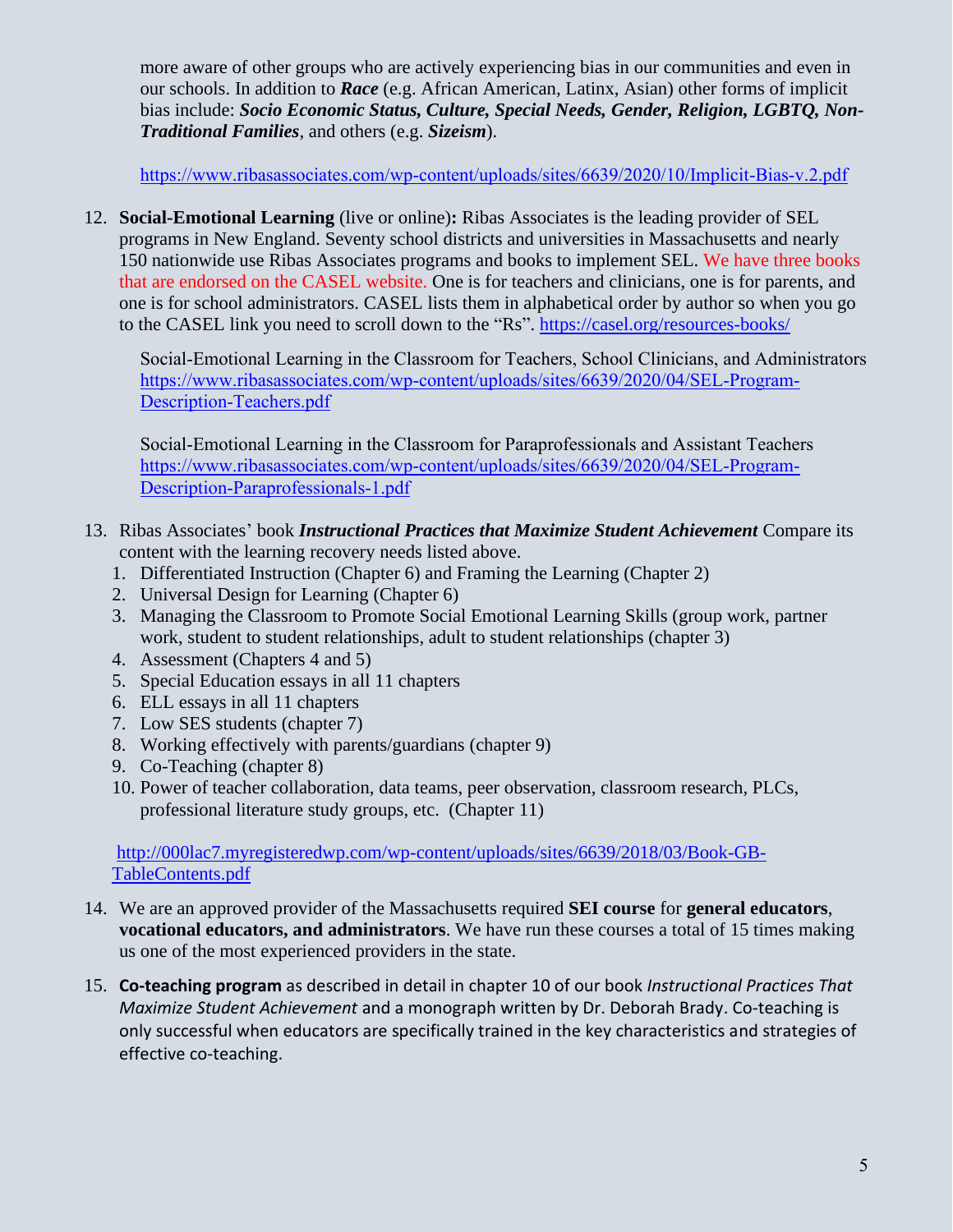more aware of other groups who are actively experiencing bias in our communities and even in our schools. In addition to ***Race*** (e.g. African American, Latinx, Asian) other forms of implicit bias include: ***Socio Economic Status, Culture, Special Needs, Gender, Religion, LGBTQ, Non-Traditional Families***, and others (e.g. ***Sizeism***).

https://www.ribasassociates.com/wp-content/uploads/sites/6639/2020/10/Implicit-Bias-v.2.pdf

12. **Social-Emotional Learning** (live or online)**:** Ribas Associates is the leading provider of SEL programs in New England. Seventy school districts and universities in Massachusetts and nearly 150 nationwide use Ribas Associates programs and books to implement SEL. We have three books that are endorsed on the CASEL website. One is for teachers and clinicians, one is for parents, and one is for school administrators. CASEL lists them in alphabetical order by author so when you go to the CASEL link you need to scroll down to the "Rs". https://casel.org/resources-books/

    Social-Emotional Learning in the Classroom for Teachers, School Clinicians, and Administrators https://www.ribasassociates.com/wp-content/uploads/sites/6639/2020/04/SEL-Program-Description-Teachers.pdf

    Social-Emotional Learning in the Classroom for Paraprofessionals and Assistant Teachers https://www.ribasassociates.com/wp-content/uploads/sites/6639/2020/04/SEL-Program-Description-Paraprofessionals-1.pdf

13. Ribas Associates' book ***Instructional Practices that Maximize Student Achievement*** Compare its content with the learning recovery needs listed above.
    1. Differentiated Instruction (Chapter 6) and Framing the Learning (Chapter 2)
    2. Universal Design for Learning (Chapter 6)
    3. Managing the Classroom to Promote Social Emotional Learning Skills (group work, partner work, student to student relationships, adult to student relationships (chapter 3)
    4. Assessment (Chapters 4 and 5)
    5. Special Education essays in all 11 chapters
    6. ELL essays in all 11 chapters
    7. Low SES students (chapter 7)
    8. Working effectively with parents/guardians (chapter 9)
    9. Co-Teaching (chapter 8)
    10. Power of teacher collaboration, data teams, peer observation, classroom research, PLCs, professional literature study groups, etc. (Chapter 11)

    http://000lac7.myregisteredwp.com/wp-content/uploads/sites/6639/2018/03/Book-GB-TableContents.pdf

14. We are an approved provider of the Massachusetts required **SEI course** for **general educators**, **vocational educators, and administrators**. We have run these courses a total of 15 times making us one of the most experienced providers in the state.

15. **Co-teaching program** as described in detail in chapter 10 of our book *Instructional Practices That Maximize Student Achievement* and a monograph written by Dr. Deborah Brady. Co-teaching is only successful when educators are specifically trained in the key characteristics and strategies of effective co-teaching.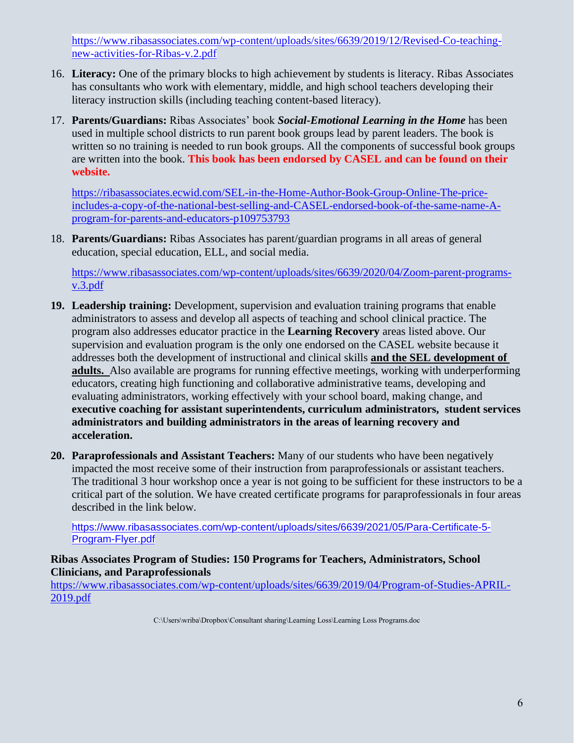https://www.ribasassociates.com/wp-content/uploads/sites/6639/2019/12/Revised-Co-teaching-new-activities-for-Ribas-v.2.pdf

16. **Literacy:** One of the primary blocks to high achievement by students is literacy. Ribas Associates has consultants who work with elementary, middle, and high school teachers developing their literacy instruction skills (including teaching content-based literacy).

17. **Parents/Guardians:** Ribas Associates' book ***Social-Emotional Learning in the Home*** has been used in multiple school districts to run parent book groups lead by parent leaders. The book is written so no training is needed to run book groups. All the components of successful book groups are written into the book. **This book has been endorsed by CASEL and can be found on their website.**

    https://ribasassociates.ecwid.com/SEL-in-the-Home-Author-Book-Group-Online-The-price-includes-a-copy-of-the-national-best-selling-and-CASEL-endorsed-book-of-the-same-name-A-program-for-parents-and-educators-p109753793

18. **Parents/Guardians:** Ribas Associates has parent/guardian programs in all areas of general education, special education, ELL, and social media.

    https://www.ribasassociates.com/wp-content/uploads/sites/6639/2020/04/Zoom-parent-programs-v.3.pdf

19. **Leadership training:** Development, supervision and evaluation training programs that enable administrators to assess and develop all aspects of teaching and school clinical practice. The program also addresses educator practice in the **Learning Recovery** areas listed above. Our supervision and evaluation program is the only one endorsed on the CASEL website because it addresses both the development of instructional and clinical skills **and the SEL development of adults.** Also available are programs for running effective meetings, working with underperforming educators, creating high functioning and collaborative administrative teams, developing and evaluating administrators, working effectively with your school board, making change, and **executive coaching for assistant superintendents, curriculum administrators, student services administrators and building administrators in the areas of learning recovery and acceleration.**

20. **Paraprofessionals and Assistant Teachers:** Many of our students who have been negatively impacted the most receive some of their instruction from paraprofessionals or assistant teachers. The traditional 3 hour workshop once a year is not going to be sufficient for these instructors to be a critical part of the solution. We have created certificate programs for paraprofessionals in four areas described in the link below.

    https://www.ribasassociates.com/wp-content/uploads/sites/6639/2021/05/Para-Certificate-5-Program-Flyer.pdf

**Ribas Associates Program of Studies: 150 Programs for Teachers, Administrators, School Clinicians, and Paraprofessionals**
https://www.ribasassociates.com/wp-content/uploads/sites/6639/2019/04/Program-of-Studies-APRIL-2019.pdf

C:\Users\wriba\Dropbox\Consultant sharing\Learning Loss\Learning Loss Programs.doc